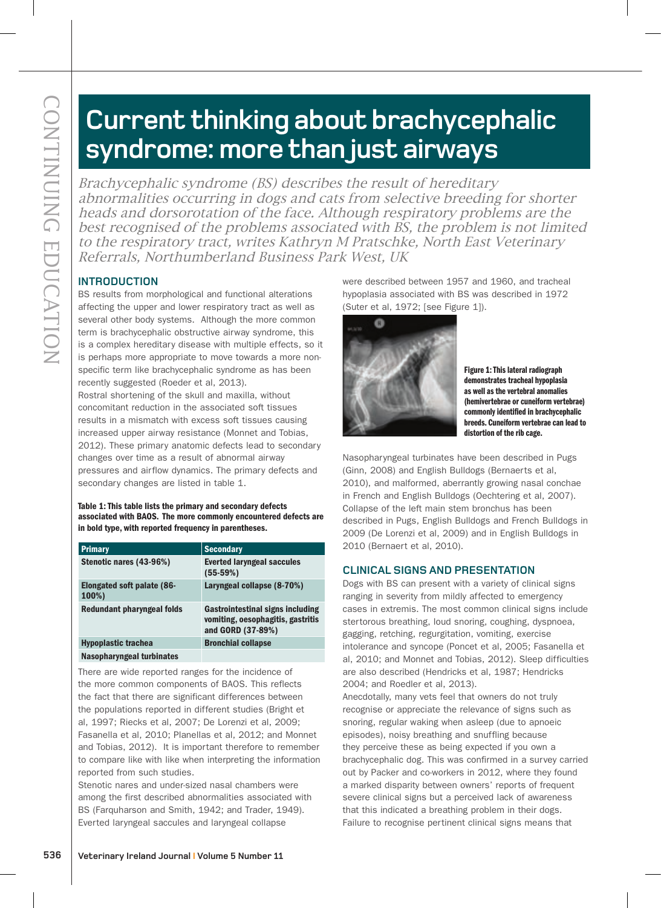# Current thinking about brachycephalic syndrome: more than just airways

*Brachycephalic syndrome (BS) describes the result of hereditary abnormalities occurring in dogs and cats from selective breeding for shorter heads and dorsorotation of the face. Although respiratory problems are the best recognised of the problems associated with BS, the problem is not limited to the respiratory tract, writes Kathryn M Pratschke, North East Veterinary Referrals, Northumberland Business Park West, UK*

## INTRODUCTION

BS results from morphological and functional alterations affecting the upper and lower respiratory tract as well as several other body systems. Although the more common term is brachycephalic obstructive airway syndrome, this is a complex hereditary disease with multiple effects, so it is perhaps more appropriate to move towards a more non-specific term like brachycephalic syndrome as has been recently suggested (Roeder et al, 2013).

Rostral shortening of the skull and maxilla, without concomitant reduction in the associated soft tissues results in a mismatch with excess soft tissues causing increased upper airway resistance (Monnet and Tobias, 2012). These primary anatomic defects lead to secondary changes over time as a result of abnormal airway pressures and airflow dynamics. The primary defects and secondary changes are listed in table 1.

**Table 1: This table lists the primary and secondary defects associated with BAOS. The more commonly encountered defects are in bold type, with reported frequency in parentheses.**

| Primary | Secondary |
|---|---|
| **Stenotic nares (43-96%)** | **Everted laryngeal saccules (55-59%)** |
| **Elongated soft palate (86-100%)** | **Laryngeal collapse (8-70%)** |
| **Redundant pharyngeal folds** | **Gastrointestinal signs including vomiting, oesophagitis, gastritis and GORD (37-89%)** |
| **Hypoplastic trachea** | **Bronchial collapse** |
| **Nasopharyngeal turbinates** | |

There are wide reported ranges for the incidence of the more common components of BAOS. This reflects the fact that there are significant differences between the populations reported in different studies (Bright et al, 1997; Riecks et al, 2007; De Lorenzi et al, 2009; Fasanella et al, 2010; Planellas et al, 2012; and Monnet and Tobias, 2012). It is important therefore to remember to compare like with like when interpreting the information reported from such studies.

Stenotic nares and under-sized nasal chambers were among the first described abnormalities associated with BS (Farquharson and Smith, 1942; and Trader, 1949). Everted laryngeal saccules and laryngeal collapse were described between 1957 and 1960, and tracheal hypoplasia associated with BS was described in 1972 (Suter et al, 1972; [see Figure 1]).

**Figure 1: This lateral radiograph demonstrates tracheal hypoplasia as well as the vertebral anomalies (hemivertebrae or cuneiform vertebrae) commonly identified in brachycephalic breeds. Cuneiform vertebrae can lead to distortion of the rib cage.**

Nasopharyngeal turbinates have been described in Pugs (Ginn, 2008) and English Bulldogs (Bernaerts et al, 2010), and malformed, aberrantly growing nasal conchae in French and English Bulldogs (Oechtering et al, 2007). Collapse of the left main stem bronchus has been described in Pugs, English Bulldogs and French Bulldogs in 2009 (De Lorenzi et al, 2009) and in English Bulldogs in 2010 (Bernaert et al, 2010).

## CLINICAL SIGNS AND PRESENTATION

Dogs with BS can present with a variety of clinical signs ranging in severity from mildly affected to emergency cases in extremis. The most common clinical signs include stertorous breathing, loud snoring, coughing, dyspnoea, gagging, retching, regurgitation, vomiting, exercise intolerance and syncope (Poncet et al, 2005; Fasanella et al, 2010; and Monnet and Tobias, 2012). Sleep difficulties are also described (Hendricks et al, 1987; Hendricks 2004; and Roedler et al, 2013).

Anecdotally, many vets feel that owners do not truly recognise or appreciate the relevance of signs such as snoring, regular waking when asleep (due to apnoeic episodes), noisy breathing and snuffling because they perceive these as being expected if you own a brachycephalic dog. This was confirmed in a survey carried out by Packer and co-workers in 2012, where they found a marked disparity between owners' reports of frequent severe clinical signs but a perceived lack of awareness that this indicated a breathing problem in their dogs. Failure to recognise pertinent clinical signs means that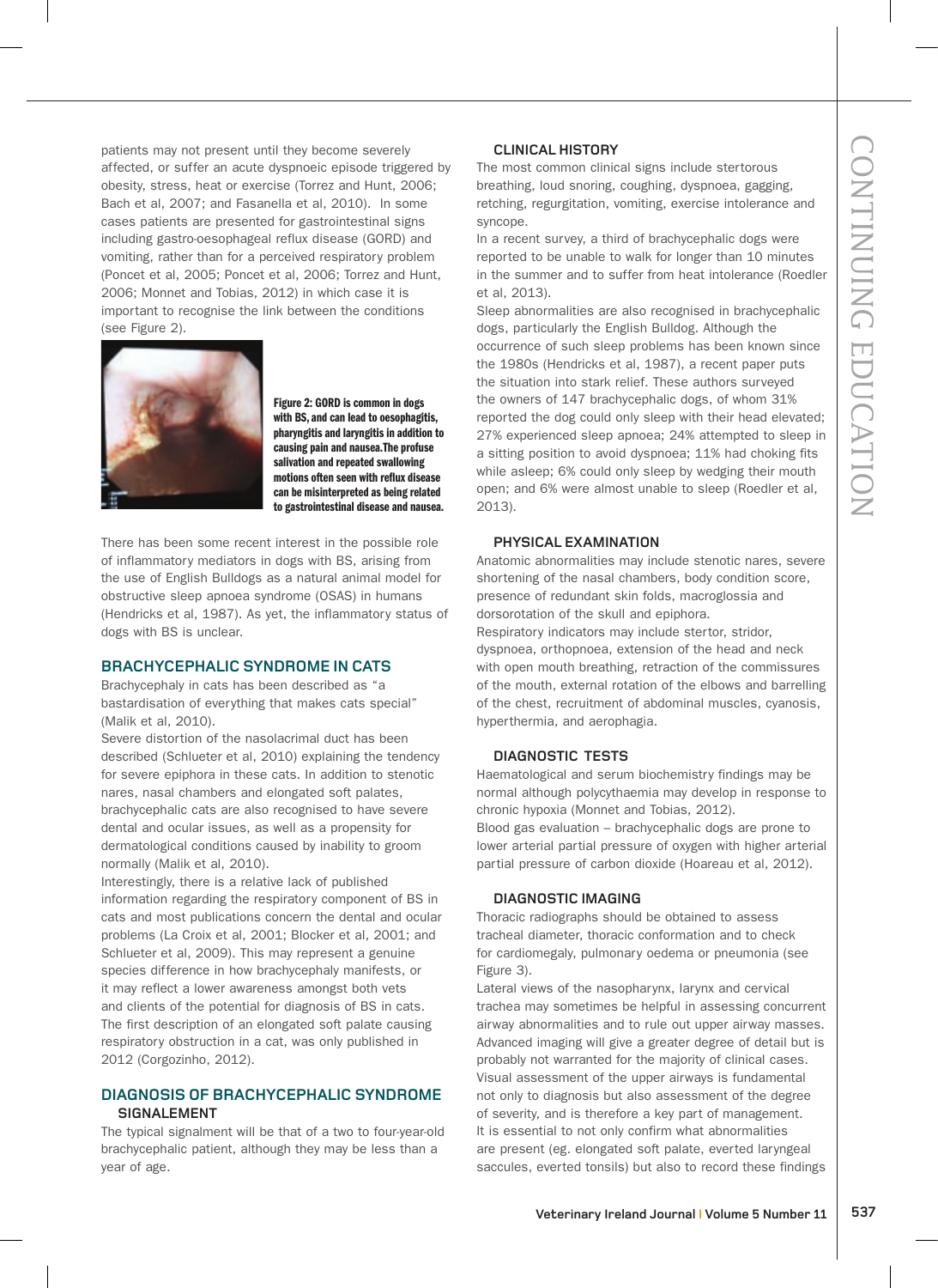patients may not present until they become severely affected, or suffer an acute dyspnoeic episode triggered by obesity, stress, heat or exercise (Torrez and Hunt, 2006; Bach et al, 2007; and Fasanella et al, 2010). In some cases patients are presented for gastrointestinal signs including gastro-oesophageal reflux disease (GORD) and vomiting, rather than for a perceived respiratory problem (Poncet et al, 2005; Poncet et al, 2006; Torrez and Hunt, 2006; Monnet and Tobias, 2012) in which case it is important to recognise the link between the conditions (see Figure 2).

**Figure 2: GORD is common in dogs with BS, and can lead to oesophagitis, pharyngitis and laryngitis in addition to causing pain and nausea.The profuse salivation and repeated swallowing motions often seen with reflux disease can be misinterpreted as being related to gastrointestinal disease and nausea.**

There has been some recent interest in the possible role of inflammatory mediators in dogs with BS, arising from the use of English Bulldogs as a natural animal model for obstructive sleep apnoea syndrome (OSAS) in humans (Hendricks et al, 1987). As yet, the inflammatory status of dogs with BS is unclear.

## BRACHYCEPHALIC SYNDROME IN CATS

Brachycephaly in cats has been described as "a bastardisation of everything that makes cats special" (Malik et al, 2010).

Severe distortion of the nasolacrimal duct has been described (Schlueter et al, 2010) explaining the tendency for severe epiphora in these cats. In addition to stenotic nares, nasal chambers and elongated soft palates, brachycephalic cats are also recognised to have severe dental and ocular issues, as well as a propensity for dermatological conditions caused by inability to groom normally (Malik et al, 2010).

Interestingly, there is a relative lack of published information regarding the respiratory component of BS in cats and most publications concern the dental and ocular problems (La Croix et al, 2001; Blocker et al, 2001; and Schlueter et al, 2009). This may represent a genuine species difference in how brachycephaly manifests, or it may reflect a lower awareness amongst both vets and clients of the potential for diagnosis of BS in cats. The first description of an elongated soft palate causing respiratory obstruction in a cat, was only published in 2012 (Corgozinho, 2012).

## DIAGNOSIS OF BRACHYCEPHALIC SYNDROME

### SIGNALEMENT

The typical signalment will be that of a two to four-year-old brachycephalic patient, although they may be less than a year of age.

### CLINICAL HISTORY

The most common clinical signs include stertorous breathing, loud snoring, coughing, dyspnoea, gagging, retching, regurgitation, vomiting, exercise intolerance and syncope.

In a recent survey, a third of brachycephalic dogs were reported to be unable to walk for longer than 10 minutes in the summer and to suffer from heat intolerance (Roedler et al, 2013).

Sleep abnormalities are also recognised in brachycephalic dogs, particularly the English Bulldog. Although the occurrence of such sleep problems has been known since the 1980s (Hendricks et al, 1987), a recent paper puts the situation into stark relief. These authors surveyed the owners of 147 brachycephalic dogs, of whom 31% reported the dog could only sleep with their head elevated; 27% experienced sleep apnoea; 24% attempted to sleep in a sitting position to avoid dyspnoea; 11% had choking fits while asleep; 6% could only sleep by wedging their mouth open; and 6% were almost unable to sleep (Roedler et al, 2013).

### PHYSICAL EXAMINATION

Anatomic abnormalities may include stenotic nares, severe shortening of the nasal chambers, body condition score, presence of redundant skin folds, macroglossia and dorsorotation of the skull and epiphora.

Respiratory indicators may include stertor, stridor, dyspnoea, orthopnoea, extension of the head and neck with open mouth breathing, retraction of the commissures of the mouth, external rotation of the elbows and barrelling of the chest, recruitment of abdominal muscles, cyanosis, hyperthermia, and aerophagia.

### DIAGNOSTIC TESTS

Haematological and serum biochemistry findings may be normal although polycythaemia may develop in response to chronic hypoxia (Monnet and Tobias, 2012).

Blood gas evaluation – brachycephalic dogs are prone to lower arterial partial pressure of oxygen with higher arterial partial pressure of carbon dioxide (Hoareau et al, 2012).

### DIAGNOSTIC IMAGING

Thoracic radiographs should be obtained to assess tracheal diameter, thoracic conformation and to check for cardiomegaly, pulmonary oedema or pneumonia (see Figure 3).

Lateral views of the nasopharynx, larynx and cervical trachea may sometimes be helpful in assessing concurrent airway abnormalities and to rule out upper airway masses. Advanced imaging will give a greater degree of detail but is probably not warranted for the majority of clinical cases. Visual assessment of the upper airways is fundamental not only to diagnosis but also assessment of the degree of severity, and is therefore a key part of management. It is essential to not only confirm what abnormalities are present (eg. elongated soft palate, everted laryngeal saccules, everted tonsils) but also to record these findings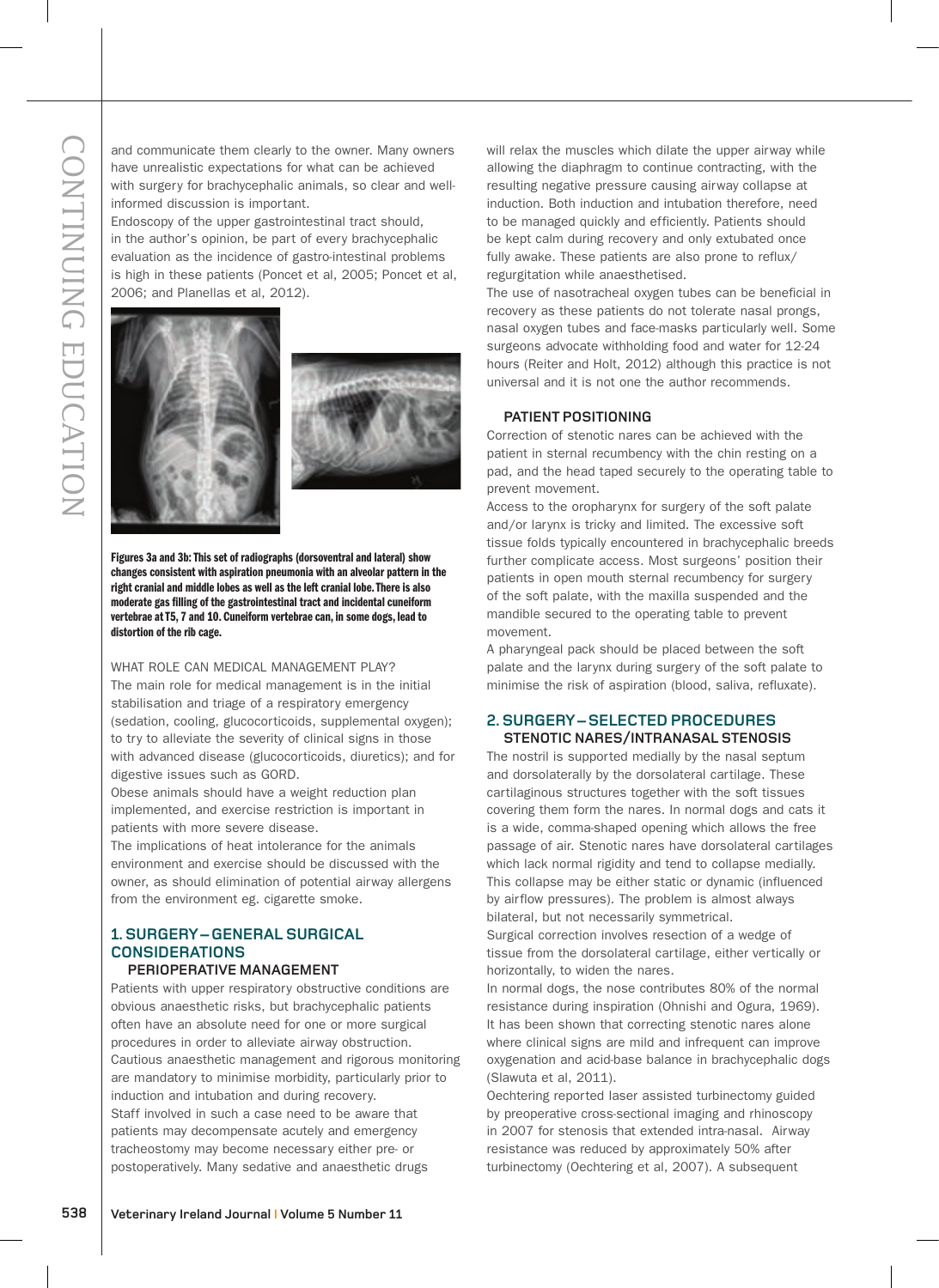and communicate them clearly to the owner. Many owners have unrealistic expectations for what can be achieved with surgery for brachycephalic animals, so clear and well-informed discussion is important.

Endoscopy of the upper gastrointestinal tract should, in the author's opinion, be part of every brachycephalic evaluation as the incidence of gastro-intestinal problems is high in these patients (Poncet et al, 2005; Poncet et al, 2006; and Planellas et al, 2012).

**Figures 3a and 3b: This set of radiographs (dorsoventral and lateral) show changes consistent with aspiration pneumonia with an alveolar pattern in the right cranial and middle lobes as well as the left cranial lobe. There is also moderate gas filling of the gastrointestinal tract and incidental cuneiform vertebrae at T5, 7 and 10. Cuneiform vertebrae can, in some dogs, lead to distortion of the rib cage.**

WHAT ROLE CAN MEDICAL MANAGEMENT PLAY?

The main role for medical management is in the initial stabilisation and triage of a respiratory emergency (sedation, cooling, glucocorticoids, supplemental oxygen); to try to alleviate the severity of clinical signs in those with advanced disease (glucocorticoids, diuretics); and for digestive issues such as GORD.

Obese animals should have a weight reduction plan implemented, and exercise restriction is important in patients with more severe disease.

The implications of heat intolerance for the animals environment and exercise should be discussed with the owner, as should elimination of potential airway allergens from the environment eg. cigarette smoke.

## 1. SURGERY – GENERAL SURGICAL CONSIDERATIONS

### PERIOPERATIVE MANAGEMENT

Patients with upper respiratory obstructive conditions are obvious anaesthetic risks, but brachycephalic patients often have an absolute need for one or more surgical procedures in order to alleviate airway obstruction. Cautious anaesthetic management and rigorous monitoring are mandatory to minimise morbidity, particularly prior to induction and intubation and during recovery.

Staff involved in such a case need to be aware that patients may decompensate acutely and emergency tracheostomy may become necessary either pre- or postoperatively. Many sedative and anaesthetic drugs will relax the muscles which dilate the upper airway while allowing the diaphragm to continue contracting, with the resulting negative pressure causing airway collapse at induction. Both induction and intubation therefore, need to be managed quickly and efficiently. Patients should be kept calm during recovery and only extubated once fully awake. These patients are also prone to reflux/regurgitation while anaesthetised.

The use of nasotracheal oxygen tubes can be beneficial in recovery as these patients do not tolerate nasal prongs, nasal oxygen tubes and face-masks particularly well. Some surgeons advocate withholding food and water for 12-24 hours (Reiter and Holt, 2012) although this practice is not universal and it is not one the author recommends.

### PATIENT POSITIONING

Correction of stenotic nares can be achieved with the patient in sternal recumbency with the chin resting on a pad, and the head taped securely to the operating table to prevent movement.

Access to the oropharynx for surgery of the soft palate and/or larynx is tricky and limited. The excessive soft tissue folds typically encountered in brachycephalic breeds further complicate access. Most surgeons' position their patients in open mouth sternal recumbency for surgery of the soft palate, with the maxilla suspended and the mandible secured to the operating table to prevent movement.

A pharyngeal pack should be placed between the soft palate and the larynx during surgery of the soft palate to minimise the risk of aspiration (blood, saliva, refluxate).

## 2. SURGERY – SELECTED PROCEDURES

### STENOTIC NARES/INTRANASAL STENOSIS

The nostril is supported medially by the nasal septum and dorsolaterally by the dorsolateral cartilage. These cartilaginous structures together with the soft tissues covering them form the nares. In normal dogs and cats it is a wide, comma-shaped opening which allows the free passage of air. Stenotic nares have dorsolateral cartilages which lack normal rigidity and tend to collapse medially. This collapse may be either static or dynamic (influenced by airflow pressures). The problem is almost always bilateral, but not necessarily symmetrical.

Surgical correction involves resection of a wedge of tissue from the dorsolateral cartilage, either vertically or horizontally, to widen the nares.

In normal dogs, the nose contributes 80% of the normal resistance during inspiration (Ohnishi and Ogura, 1969). It has been shown that correcting stenotic nares alone where clinical signs are mild and infrequent can improve oxygenation and acid-base balance in brachycephalic dogs (Slawuta et al, 2011).

Oechtering reported laser assisted turbinectomy guided by preoperative cross-sectional imaging and rhinoscopy in 2007 for stenosis that extended intra-nasal. Airway resistance was reduced by approximately 50% after turbinectomy (Oechtering et al, 2007). A subsequent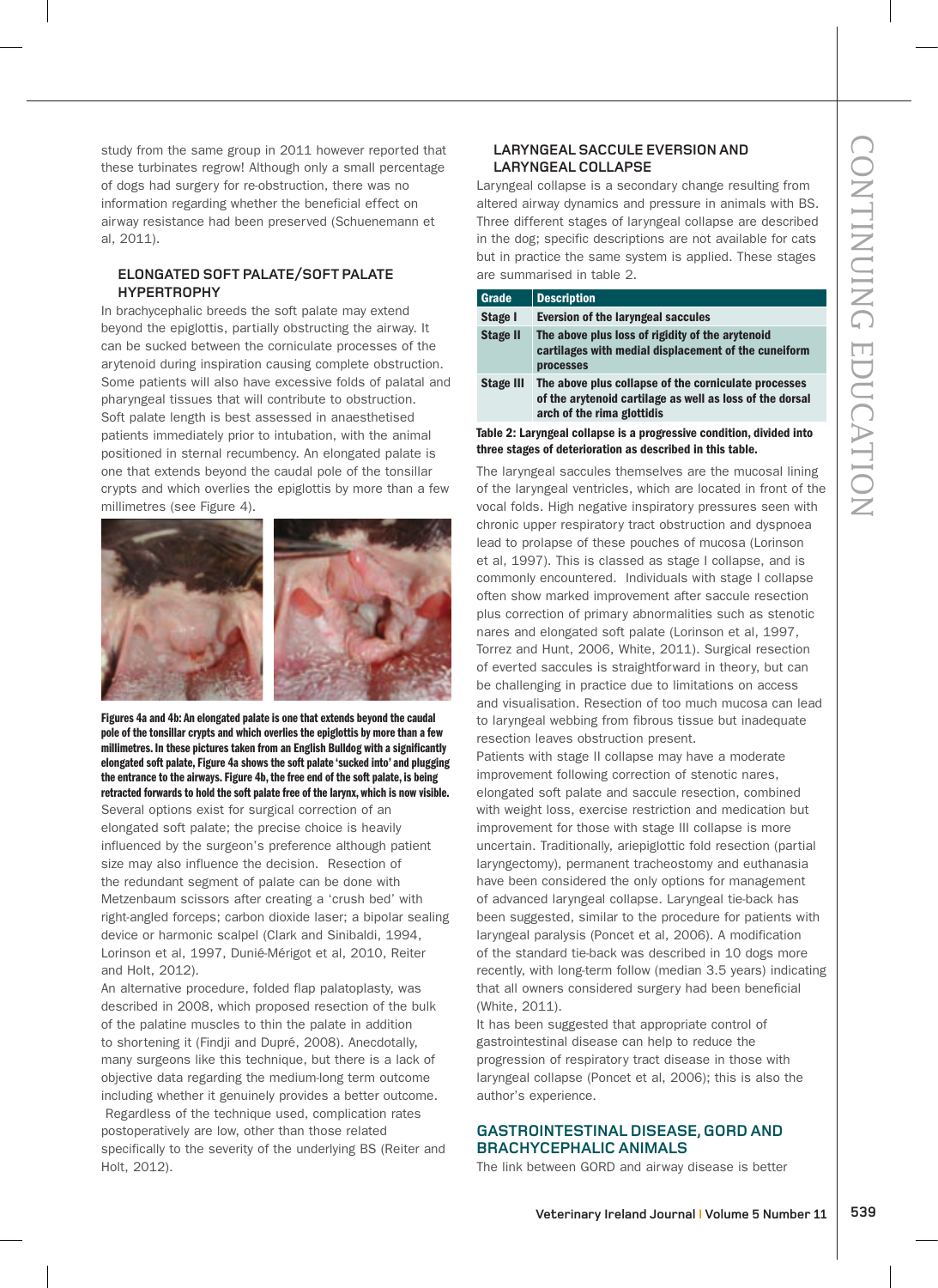study from the same group in 2011 however reported that these turbinates regrow! Although only a small percentage of dogs had surgery for re-obstruction, there was no information regarding whether the beneficial effect on airway resistance had been preserved (Schuenemann et al, 2011).

### ELONGATED SOFT PALATE/SOFT PALATE HYPERTROPHY

In brachycephalic breeds the soft palate may extend beyond the epiglottis, partially obstructing the airway. It can be sucked between the corniculate processes of the arytenoid during inspiration causing complete obstruction. Some patients will also have excessive folds of palatal and pharyngeal tissues that will contribute to obstruction. Soft palate length is best assessed in anaesthetised patients immediately prior to intubation, with the animal positioned in sternal recumbency. An elongated palate is one that extends beyond the caudal pole of the tonsillar crypts and which overlies the epiglottis by more than a few millimetres (see Figure 4).

**Figures 4a and 4b: An elongated palate is one that extends beyond the caudal pole of the tonsillar crypts and which overlies the epiglottis by more than a few millimetres. In these pictures taken from an English Bulldog with a significantly elongated soft palate, Figure 4a shows the soft palate 'sucked into' and plugging the entrance to the airways. Figure 4b, the free end of the soft palate, is being retracted forwards to hold the soft palate free of the larynx, which is now visible.**

Several options exist for surgical correction of an elongated soft palate; the precise choice is heavily influenced by the surgeon's preference although patient size may also influence the decision. Resection of the redundant segment of palate can be done with Metzenbaum scissors after creating a 'crush bed' with right-angled forceps; carbon dioxide laser; a bipolar sealing device or harmonic scalpel (Clark and Sinibaldi, 1994, Lorinson et al, 1997, Dunié-Mérigot et al, 2010, Reiter and Holt, 2012).

An alternative procedure, folded flap palatoplasty, was described in 2008, which proposed resection of the bulk of the palatine muscles to thin the palate in addition to shortening it (Findji and Dupré, 2008). Anecdotally, many surgeons like this technique, but there is a lack of objective data regarding the medium-long term outcome including whether it genuinely provides a better outcome. Regardless of the technique used, complication rates postoperatively are low, other than those related specifically to the severity of the underlying BS (Reiter and Holt, 2012).

### LARYNGEAL SACCULE EVERSION AND LARYNGEAL COLLAPSE

Laryngeal collapse is a secondary change resulting from altered airway dynamics and pressure in animals with BS. Three different stages of laryngeal collapse are described in the dog; specific descriptions are not available for cats but in practice the same system is applied. These stages are summarised in table 2.

| Grade | Description |
|---|---|
| Stage I | Eversion of the laryngeal saccules |
| Stage II | The above plus loss of rigidity of the arytenoid cartilages with medial displacement of the cuneiform processes |
| Stage III | The above plus collapse of the corniculate processes of the arytenoid cartilage as well as loss of the dorsal arch of the rima glottidis |

**Table 2: Laryngeal collapse is a progressive condition, divided into three stages of deterioration as described in this table.**

The laryngeal saccules themselves are the mucosal lining of the laryngeal ventricles, which are located in front of the vocal folds. High negative inspiratory pressures seen with chronic upper respiratory tract obstruction and dyspnoea lead to prolapse of these pouches of mucosa (Lorinson et al, 1997). This is classed as stage I collapse, and is commonly encountered. Individuals with stage I collapse often show marked improvement after saccule resection plus correction of primary abnormalities such as stenotic nares and elongated soft palate (Lorinson et al, 1997, Torrez and Hunt, 2006, White, 2011). Surgical resection of everted saccules is straightforward in theory, but can be challenging in practice due to limitations on access and visualisation. Resection of too much mucosa can lead to laryngeal webbing from fibrous tissue but inadequate resection leaves obstruction present.

Patients with stage II collapse may have a moderate improvement following correction of stenotic nares, elongated soft palate and saccule resection, combined with weight loss, exercise restriction and medication but improvement for those with stage III collapse is more uncertain. Traditionally, ariepiglottic fold resection (partial laryngectomy), permanent tracheostomy and euthanasia have been considered the only options for management of advanced laryngeal collapse. Laryngeal tie-back has been suggested, similar to the procedure for patients with laryngeal paralysis (Poncet et al, 2006). A modification of the standard tie-back was described in 10 dogs more recently, with long-term follow (median 3.5 years) indicating that all owners considered surgery had been beneficial (White, 2011).

It has been suggested that appropriate control of gastrointestinal disease can help to reduce the progression of respiratory tract disease in those with laryngeal collapse (Poncet et al, 2006); this is also the author's experience.

### GASTROINTESTINAL DISEASE, GORD AND BRACHYCEPHALIC ANIMALS

The link between GORD and airway disease is better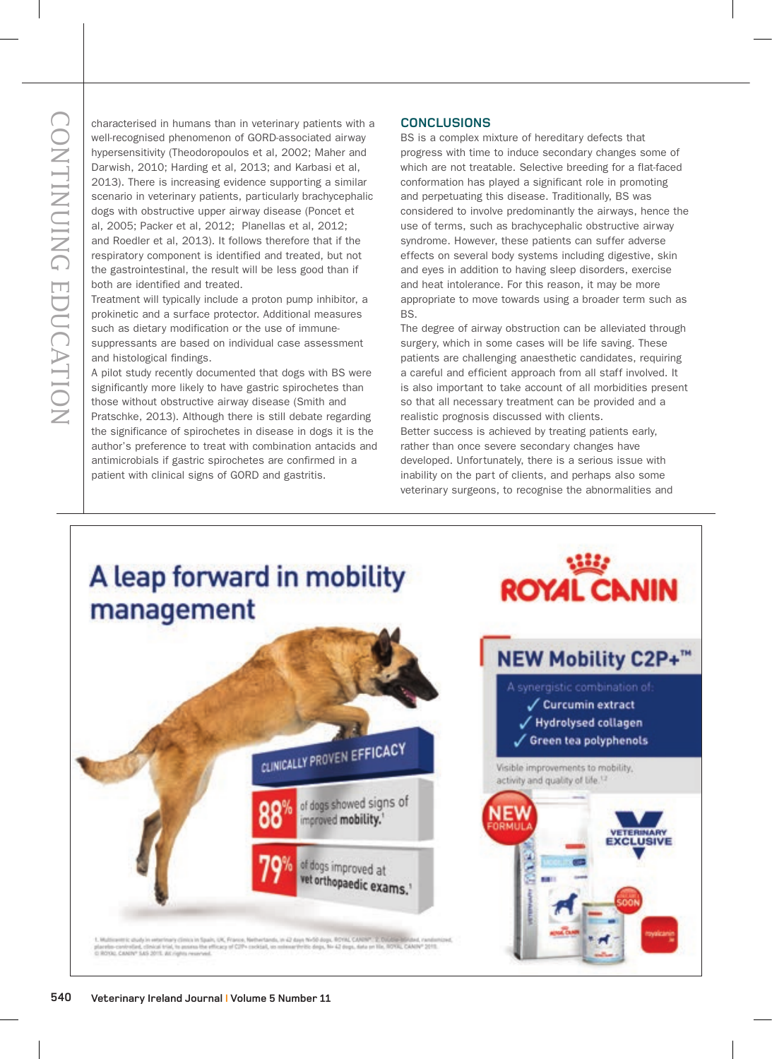characterised in humans than in veterinary patients with a well-recognised phenomenon of GORD-associated airway hypersensitivity (Theodoropoulos et al, 2002; Maher and Darwish, 2010; Harding et al, 2013; and Karbasi et al, 2013). There is increasing evidence supporting a similar scenario in veterinary patients, particularly brachycephalic dogs with obstructive upper airway disease (Poncet et al, 2005; Packer et al, 2012; Planellas et al, 2012; and Roedler et al, 2013). It follows therefore that if the respiratory component is identified and treated, but not the gastrointestinal, the result will be less good than if both are identified and treated.

Treatment will typically include a proton pump inhibitor, a prokinetic and a surface protector. Additional measures such as dietary modification or the use of immune-suppressants are based on individual case assessment and histological findings.

A pilot study recently documented that dogs with BS were significantly more likely to have gastric spirochetes than those without obstructive airway disease (Smith and Pratschke, 2013). Although there is still debate regarding the significance of spirochetes in disease in dogs it is the author's preference to treat with combination antacids and antimicrobials if gastric spirochetes are confirmed in a patient with clinical signs of GORD and gastritis.

## CONCLUSIONS

BS is a complex mixture of hereditary defects that progress with time to induce secondary changes some of which are not treatable. Selective breeding for a flat-faced conformation has played a significant role in promoting and perpetuating this disease. Traditionally, BS was considered to involve predominantly the airways, hence the use of terms, such as brachycephalic obstructive airway syndrome. However, these patients can suffer adverse effects on several body systems including digestive, skin and eyes in addition to having sleep disorders, exercise and heat intolerance. For this reason, it may be more appropriate to move towards using a broader term such as BS.

The degree of airway obstruction can be alleviated through surgery, which in some cases will be life saving. These patients are challenging anaesthetic candidates, requiring a careful and efficient approach from all staff involved. It is also important to take account of all morbidities present so that all necessary treatment can be provided and a realistic prognosis discussed with clients.

Better success is achieved by treating patients early, rather than once severe secondary changes have developed. Unfortunately, there is a serious issue with inability on the part of clients, and perhaps also some veterinary surgeons, to recognise the abnormalities and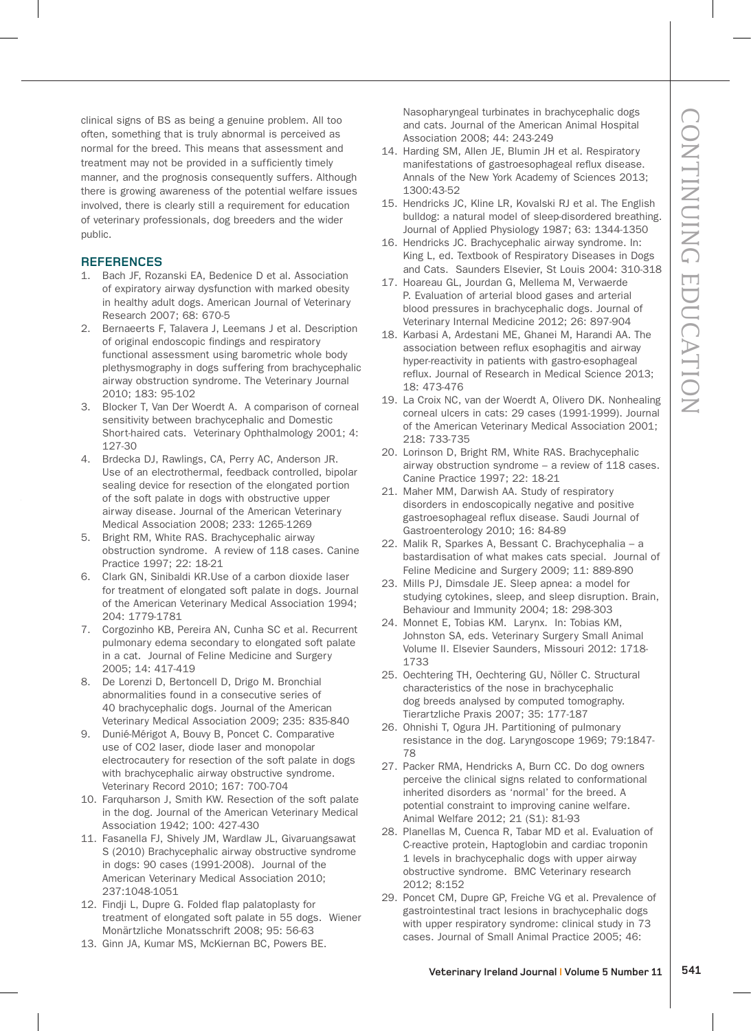clinical signs of BS as being a genuine problem. All too often, something that is truly abnormal is perceived as normal for the breed. This means that assessment and treatment may not be provided in a sufficiently timely manner, and the prognosis consequently suffers. Although there is growing awareness of the potential welfare issues involved, there is clearly still a requirement for education of veterinary professionals, dog breeders and the wider public.

## REFERENCES

1. Bach JF, Rozanski EA, Bedenice D et al. Association of expiratory airway dysfunction with marked obesity in healthy adult dogs. American Journal of Veterinary Research 2007; 68: 670-5
2. Bernaeerts F, Talavera J, Leemans J et al. Description of original endoscopic findings and respiratory functional assessment using barometric whole body plethysmography in dogs suffering from brachycephalic airway obstruction syndrome. The Veterinary Journal 2010; 183: 95-102
3. Blocker T, Van Der Woerdt A. A comparison of corneal sensitivity between brachycephalic and Domestic Short-haired cats. Veterinary Ophthalmology 2001; 4: 127-30
4. Brdecka DJ, Rawlings, CA, Perry AC, Anderson JR. Use of an electrothermal, feedback controlled, bipolar sealing device for resection of the elongated portion of the soft palate in dogs with obstructive upper airway disease. Journal of the American Veterinary Medical Association 2008; 233: 1265-1269
5. Bright RM, White RAS. Brachycephalic airway obstruction syndrome. A review of 118 cases. Canine Practice 1997; 22: 18-21
6. Clark GN, Sinibaldi KR.Use of a carbon dioxide laser for treatment of elongated soft palate in dogs. Journal of the American Veterinary Medical Association 1994; 204: 1779-1781
7. Corgozinho KB, Pereira AN, Cunha SC et al. Recurrent pulmonary edema secondary to elongated soft palate in a cat. Journal of Feline Medicine and Surgery 2005; 14: 417-419
8. De Lorenzi D, Bertoncell D, Drigo M. Bronchial abnormalities found in a consecutive series of 40 brachycephalic dogs. Journal of the American Veterinary Medical Association 2009; 235: 835-840
9. Dunié-Mérigot A, Bouvy B, Poncet C. Comparative use of CO2 laser, diode laser and monopolar electrocautery for resection of the soft palate in dogs with brachycephalic airway obstructive syndrome. Veterinary Record 2010; 167: 700-704
10. Farquharson J, Smith KW. Resection of the soft palate in the dog. Journal of the American Veterinary Medical Association 1942; 100: 427-430
11. Fasanella FJ, Shively JM, Wardlaw JL, Givaruangsawat S (2010) Brachycephalic airway obstructive syndrome in dogs: 90 cases (1991-2008). Journal of the American Veterinary Medical Association 2010; 237:1048-1051
12. Findji L, Dupre G. Folded flap palatoplasty for treatment of elongated soft palate in 55 dogs. Wiener Monärtzliche Monatsschrift 2008; 95: 56-63
13. Ginn JA, Kumar MS, McKiernan BC, Powers BE. Nasopharyngeal turbinates in brachycephalic dogs and cats. Journal of the American Animal Hospital Association 2008; 44: 243-249
14. Harding SM, Allen JE, Blumin JH et al. Respiratory manifestations of gastroesophageal reflux disease. Annals of the New York Academy of Sciences 2013; 1300:43-52
15. Hendricks JC, Kline LR, Kovalski RJ et al. The English bulldog: a natural model of sleep-disordered breathing. Journal of Applied Physiology 1987; 63: 1344-1350
16. Hendricks JC. Brachycephalic airway syndrome. In: King L, ed. Textbook of Respiratory Diseases in Dogs and Cats. Saunders Elsevier, St Louis 2004: 310-318
17. Hoareau GL, Jourdan G, Mellema M, Verwaerde P. Evaluation of arterial blood gases and arterial blood pressures in brachycephalic dogs. Journal of Veterinary Internal Medicine 2012; 26: 897-904
18. Karbasi A, Ardestani ME, Ghanei M, Harandi AA. The association between reflux esophagitis and airway hyper-reactivity in patients with gastro-esophageal reflux. Journal of Research in Medical Science 2013; 18: 473-476
19. La Croix NC, van der Woerdt A, Olivero DK. Nonhealing corneal ulcers in cats: 29 cases (1991-1999). Journal of the American Veterinary Medical Association 2001; 218: 733-735
20. Lorinson D, Bright RM, White RAS. Brachycephalic airway obstruction syndrome – a review of 118 cases. Canine Practice 1997; 22: 18-21
21. Maher MM, Darwish AA. Study of respiratory disorders in endoscopically negative and positive gastroesophageal reflux disease. Saudi Journal of Gastroenterology 2010; 16: 84-89
22. Malik R, Sparkes A, Bessant C. Brachycephalia – a bastardisation of what makes cats special. Journal of Feline Medicine and Surgery 2009; 11: 889-890
23. Mills PJ, Dimsdale JE. Sleep apnea: a model for studying cytokines, sleep, and sleep disruption. Brain, Behaviour and Immunity 2004; 18: 298-303
24. Monnet E, Tobias KM. Larynx. In: Tobias KM, Johnston SA, eds. Veterinary Surgery Small Animal Volume II. Elsevier Saunders, Missouri 2012: 1718-1733
25. Oechtering TH, Oechtering GU, Nöller C. Structural characteristics of the nose in brachycephalic dog breeds analysed by computed tomography. Tierartzliche Praxis 2007; 35: 177-187
26. Ohnishi T, Ogura JH. Partitioning of pulmonary resistance in the dog. Laryngoscope 1969; 79:1847-78
27. Packer RMA, Hendricks A, Burn CC. Do dog owners perceive the clinical signs related to conformational inherited disorders as 'normal' for the breed. A potential constraint to improving canine welfare. Animal Welfare 2012; 21 (S1): 81-93
28. Planellas M, Cuenca R, Tabar MD et al. Evaluation of C-reactive protein, Haptoglobin and cardiac troponin 1 levels in brachycephalic dogs with upper airway obstructive syndrome. BMC Veterinary research 2012; 8:152
29. Poncet CM, Dupre GP, Freiche VG et al. Prevalence of gastrointestinal tract lesions in brachycephalic dogs with upper respiratory syndrome: clinical study in 73 cases. Journal of Small Animal Practice 2005; 46: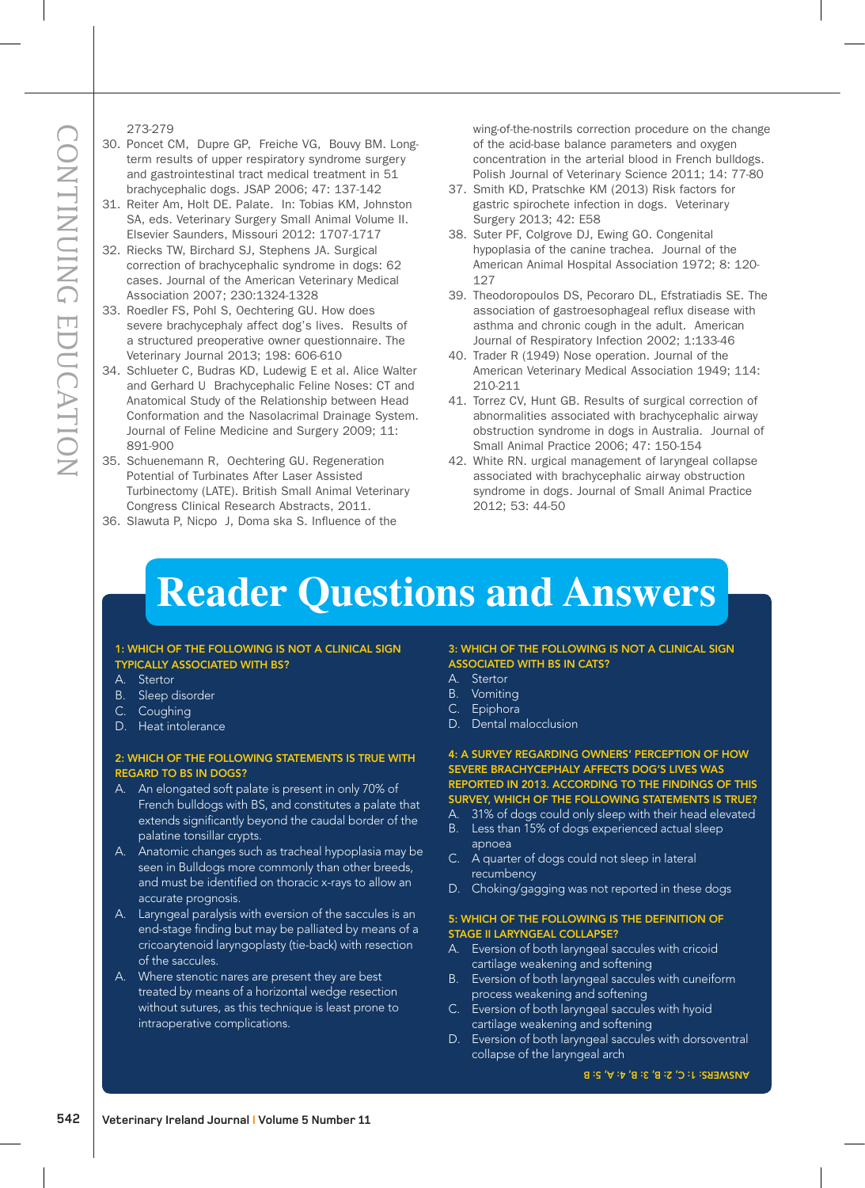273-279

30. Poncet CM, Dupre GP, Freiche VG, Bouvy BM. Long-term results of upper respiratory syndrome surgery and gastrointestinal tract medical treatment in 51 brachycephalic dogs. JSAP 2006; 47: 137-142
31. Reiter Am, Holt DE. Palate. In: Tobias KM, Johnston SA, eds. Veterinary Surgery Small Animal Volume II. Elsevier Saunders, Missouri 2012: 1707-1717
32. Riecks TW, Birchard SJ, Stephens JA. Surgical correction of brachycephalic syndrome in dogs: 62 cases. Journal of the American Veterinary Medical Association 2007; 230:1324-1328
33. Roedler FS, Pohl S, Oechtering GU. How does severe brachycephaly affect dog's lives. Results of a structured preoperative owner questionnaire. The Veterinary Journal 2013; 198: 606-610
34. Schlueter C, Budras KD, Ludewig E et al. Alice Walter and Gerhard U Brachycephalic Feline Noses: CT and Anatomical Study of the Relationship between Head Conformation and the Nasolacrimal Drainage System. Journal of Feline Medicine and Surgery 2009; 11: 891-900
35. Schuenemann R, Oechtering GU. Regeneration Potential of Turbinates After Laser Assisted Turbinectomy (LATE). British Small Animal Veterinary Congress Clinical Research Abstracts, 2011.
36. Slawuta P, Nicpo J, Doma ska S. Influence of the wing-of-the-nostrils correction procedure on the change of the acid-base balance parameters and oxygen concentration in the arterial blood in French bulldogs. Polish Journal of Veterinary Science 2011; 14: 77-80
37. Smith KD, Pratschke KM (2013) Risk factors for gastric spirochete infection in dogs. Veterinary Surgery 2013; 42: E58
38. Suter PF, Colgrove DJ, Ewing GO. Congenital hypoplasia of the canine trachea. Journal of the American Animal Hospital Association 1972; 8: 120-127
39. Theodoropoulos DS, Pecoraro DL, Efstratiadis SE. The association of gastroesophageal reflux disease with asthma and chronic cough in the adult. American Journal of Respiratory Infection 2002; 1:133-46
40. Trader R (1949) Nose operation. Journal of the American Veterinary Medical Association 1949; 114: 210-211
41. Torrez CV, Hunt GB. Results of surgical correction of abnormalities associated with brachycephalic airway obstruction syndrome in dogs in Australia. Journal of Small Animal Practice 2006; 47: 150-154
42. White RN. urgical management of laryngeal collapse associated with brachycephalic airway obstruction syndrome in dogs. Journal of Small Animal Practice 2012; 53: 44-50

# Reader Questions and Answers

**1: WHICH OF THE FOLLOWING IS NOT A CLINICAL SIGN TYPICALLY ASSOCIATED WITH BS?**

A. Stertor
B. Sleep disorder
C. Coughing
D. Heat intolerance

**2: WHICH OF THE FOLLOWING STATEMENTS IS TRUE WITH REGARD TO BS IN DOGS?**

A. An elongated soft palate is present in only 70% of French bulldogs with BS, and constitutes a palate that extends significantly beyond the caudal border of the palatine tonsillar crypts.
A. Anatomic changes such as tracheal hypoplasia may be seen in Bulldogs more commonly than other breeds, and must be identified on thoracic x-rays to allow an accurate prognosis.
A. Laryngeal paralysis with eversion of the saccules is an end-stage finding but may be palliated by means of a cricoarytenoid laryngoplasty (tie-back) with resection of the saccules.
A. Where stenotic nares are present they are best treated by means of a horizontal wedge resection without sutures, as this technique is least prone to intraoperative complications.

**3: WHICH OF THE FOLLOWING IS NOT A CLINICAL SIGN ASSOCIATED WITH BS IN CATS?**

A. Stertor
B. Vomiting
C. Epiphora
D. Dental malocclusion

**4: A SURVEY REGARDING OWNERS' PERCEPTION OF HOW SEVERE BRACHYCEPHALY AFFECTS DOG'S LIVES WAS REPORTED IN 2013. ACCORDING TO THE FINDINGS OF THIS SURVEY, WHICH OF THE FOLLOWING STATEMENTS IS TRUE?**

A. 31% of dogs could only sleep with their head elevated
B. Less than 15% of dogs experienced actual sleep apnoea
C. A quarter of dogs could not sleep in lateral recumbency
D. Choking/gagging was not reported in these dogs

**5: WHICH OF THE FOLLOWING IS THE DEFINITION OF STAGE II LARYNGEAL COLLAPSE?**

A. Eversion of both laryngeal saccules with cricoid cartilage weakening and softening
B. Eversion of both laryngeal saccules with cuneiform process weakening and softening
C. Eversion of both laryngeal saccules with hyoid cartilage weakening and softening
D. Eversion of both laryngeal saccules with dorsoventral collapse of the laryngeal arch

ANSWERS: 1: C, 2: B, 3: B, 4: A, 5: B